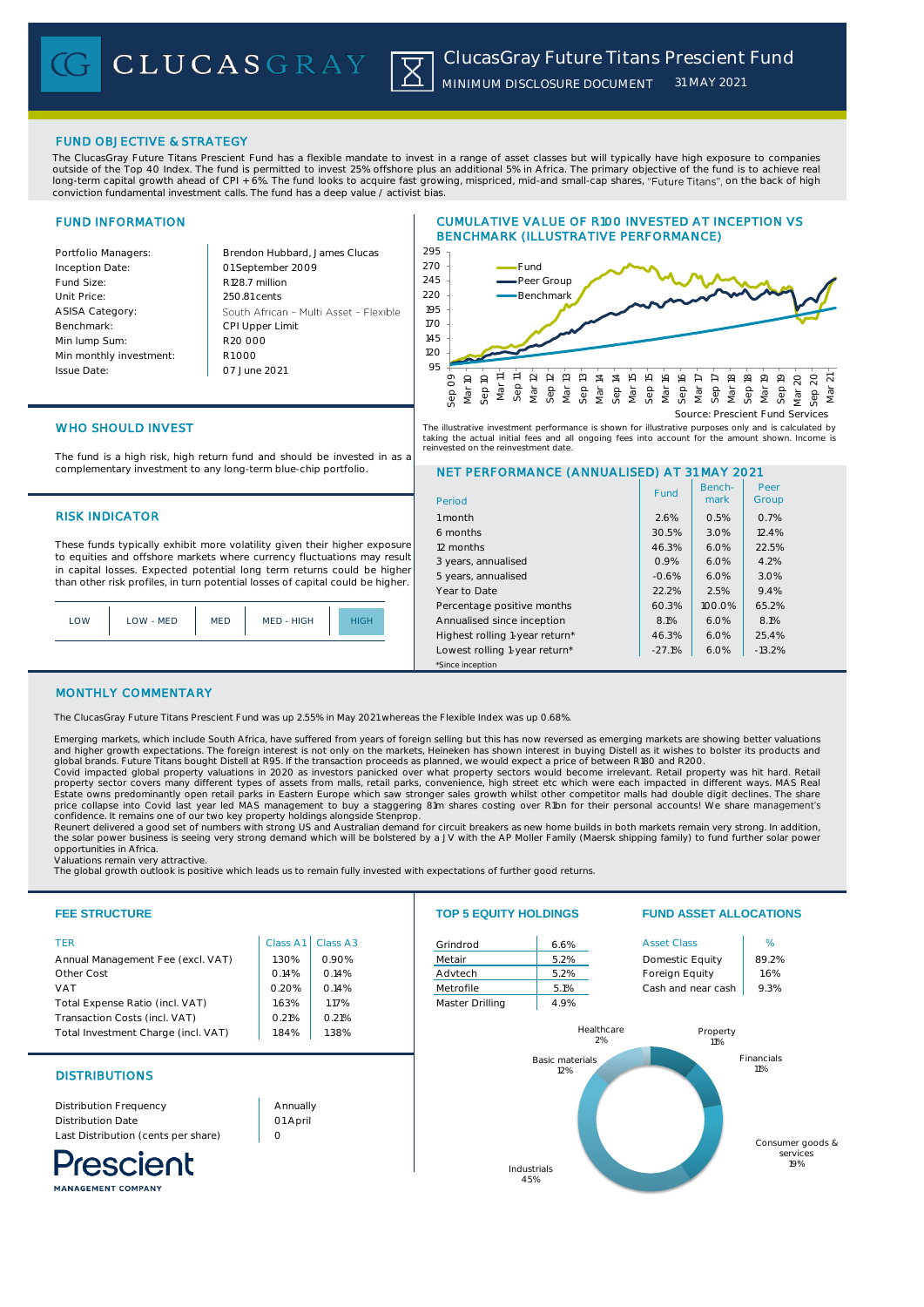# ClucasGray Future Titans Prescient Fund

MINIMUM DISCLOSURE DOCUMENT 31 MAY 2021

## FUND OBJECTIVE & STRATEGY

The ClucasGray Future Titans Prescient Fund has a flexible mandate to invest in a range of asset classes but will typically have high exposure to companies outside of the Top 40 Index. The fund is permitted to invest 25% offshore plus an additional 5% in Africa. The primary objective of the fund is to achieve real long-term capital growth ahead of CPI + 6%. The fund looks to acquire fast growing, mispriced, mid-and small-cap shares, "Future Titans", on the back of high conviction fundamental investment calls. The fund has a deep value / activist bias.

## FUND INFORMATION

| | |
|---|---|
| Portfolio Managers: | Brendon Hubbard, James Clucas |
| Inception Date: | 01 September 2009 |
| Fund Size: | R128.7 million |
| Unit Price: | 250.81 cents |
| ASISA Category: | South African – Multi Asset – Flexible |
| Benchmark: | CPI Upper Limit |
| Min lump Sum: | R20 000 |
| Min monthly investment: | R1 000 |
| Issue Date: | 07 June 2021 |

## CUMULATIVE VALUE OF R100 INVESTED AT INCEPTION VS BENCHMARK (ILLUSTRATIVE PERFORMANCE)

Source: Prescient Fund Services

The illustrative investment performance is shown for illustrative purposes only and is calculated by taking the actual initial fees and all ongoing fees into account for the amount shown. Income is reinvested on the reinvestment date.

## WHO SHOULD INVEST

The fund is a high risk, high return fund and should be invested in as a complementary investment to any long-term blue-chip portfolio.

## RISK INDICATOR

These funds typically exhibit more volatility given their higher exposure to equities and offshore markets where currency fluctuations may result in capital losses. Expected potential long term returns could be higher than other risk profiles, in turn potential losses of capital could be higher.

| LOW | LOW - MED | MED | MED - HIGH | **HIGH** |
|---|---|---|---|---|

## NET PERFORMANCE (ANNUALISED) AT 31 MAY 2021

| Period | Fund | Benchmark | Peer Group |
|---|---|---|---|
| 1 month | 2.6% | 0.5% | 0.7% |
| 6 months | 30.5% | 3.0% | 12.4% |
| 12 months | 46.3% | 6.0% | 22.5% |
| 3 years, annualised | 0.9% | 6.0% | 4.2% |
| 5 years, annualised | -0.6% | 6.0% | 3.0% |
| Year to Date | 22.2% | 2.5% | 9.4% |
| Percentage positive months | 60.3% | 100.0% | 65.2% |
| Annualised since inception | 8.1% | 6.0% | 8.1% |
| Highest rolling 1-year return* | 46.3% | 6.0% | 25.4% |
| Lowest rolling 1-year return* | -27.1% | 6.0% | -13.2% |

*Since inception

## MONTHLY COMMENTARY

The ClucasGray Future Titans Prescient Fund was up 2.55% in May 2021 whereas the Flexible Index was up 0.68%.

Emerging markets, which include South Africa, have suffered from years of foreign selling but this has now reversed as emerging markets are showing better valuations and higher growth expectations. The foreign interest is not only on the markets, Heineken has shown interest in buying Distell as it wishes to bolster its products and global brands. Future Titans bought Distell at R95. If the transaction proceeds as planned, we would expect a price of between R180 and R200.

Covid impacted global property valuations in 2020 as investors panicked over what property sectors would become irrelevant. Retail property was hit hard. Retail property sector covers many different types of assets from malls, retail parks, convenience, high street etc which were each impacted in different ways. MAS Real Estate owns predominantly open retail parks in Eastern Europe which saw stronger sales growth whilst other competitor malls had double digit declines. The share price collapse into Covid last year led MAS management to buy a staggering 81m shares costing over R1bn for their personal accounts! We share management's confidence. It remains one of our two key property holdings alongside Stenprop.

Reunert delivered a good set of numbers with strong US and Australian demand for circuit breakers as new home builds in both markets remain very strong. In addition, the solar power business is seeing very strong demand which will be bolstered by a JV with the AP Moller Family (Maersk shipping family) to fund further solar power opportunities in Africa.

Valuations remain very attractive.

The global growth outlook is positive which leads us to remain fully invested with expectations of further good returns.

## FEE STRUCTURE

| TER | Class A1 | Class A3 |
|---|---|---|
| Annual Management Fee (excl. VAT) | 1.30% | 0.90% |
| Other Cost | 0.14% | 0.14% |
| VAT | 0.20% | 0.14% |
| Total Expense Ratio (incl. VAT) | 1.63% | 1.17% |
| Transaction Costs (incl. VAT) | 0.21% | 0.21% |
| Total Investment Charge (incl. VAT) | 1.84% | 1.38% |

## DISTRIBUTIONS

| | |
|---|---|
| Distribution Frequency | Annually |
| Distribution Date | 01 April |
| Last Distribution (cents per share) | 0 |

## TOP 5 EQUITY HOLDINGS

| | |
|---|---|
| Grindrod | 6.6% |
| Metair | 5.2% |
| Advtech | 5.2% |
| Metrofile | 5.1% |
| Master Drilling | 4.9% |

## FUND ASSET ALLOCATIONS

| Asset Class | % |
|---|---|
| Domestic Equity | 89.2% |
| Foreign Equity | 1.6% |
| Cash and near cash | 9.3% |

Healthcare 2%, Property 11%, Financials 11%, Consumer goods & services 19%, Industrials 45%, Basic materials 12%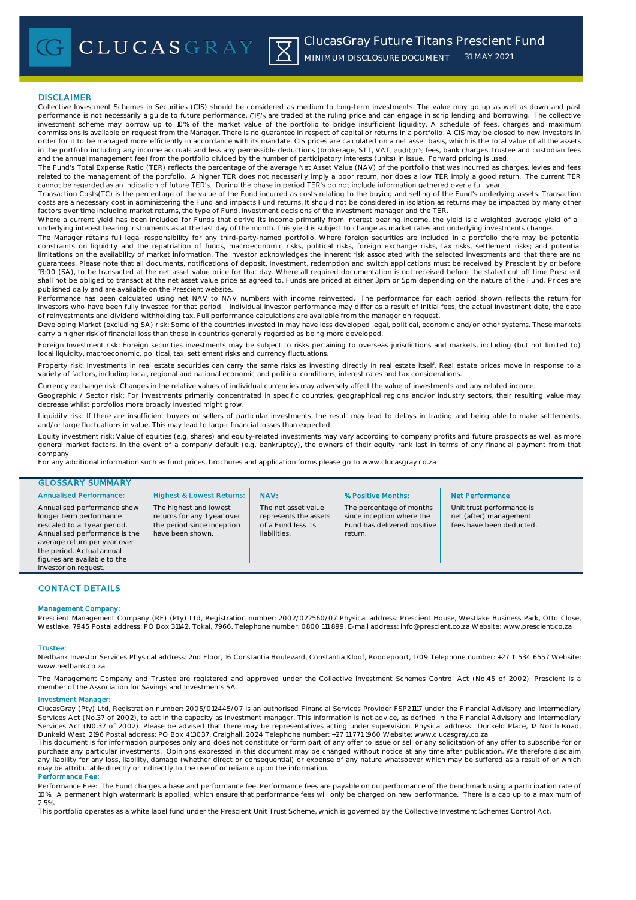## DISCLAIMER

Collective Investment Schemes in Securities (CIS) should be considered as medium to long-term investments. The value may go up as well as down and past performance is not necessarily a guide to future performance. CIS's are traded at the ruling price and can engage in scrip lending and borrowing. The collective investment scheme may borrow up to 10% of the market value of the portfolio to bridge insufficient liquidity. A schedule of fees, charges and maximum commissions is available on request from the Manager. There is no guarantee in respect of capital or returns in a portfolio. A CIS may be closed to new investors in order for it to be managed more efficiently in accordance with its mandate. CIS prices are calculated on a net asset basis, which is the total value of all the assets in the portfolio including any income accruals and less any permissible deductions (brokerage, STT, VAT, auditor's fees, bank charges, trustee and custodian fees and the annual management fee) from the portfolio divided by the number of participatory interests (units) in issue. Forward pricing is used.

The Fund's Total Expense Ratio (TER) reflects the percentage of the average Net Asset Value (NAV) of the portfolio that was incurred as charges, levies and fees related to the management of the portfolio. A higher TER does not necessarily imply a poor return, nor does a low TER imply a good return. The current TER cannot be regarded as an indication of future TER's. During the phase in period TER's do not include information gathered over a full year.

Transaction Costs(TC) is the percentage of the value of the Fund incurred as costs relating to the buying and selling of the Fund's underlying assets. Transaction costs are a necessary cost in administering the Fund and impacts Fund returns. It should not be considered in isolation as returns may be impacted by many other factors over time including market returns, the type of Fund, investment decisions of the investment manager and the TER.

Where a current yield has been included for Funds that derive its income primarily from interest bearing income, the yield is a weighted average yield of all underlying interest bearing instruments as at the last day of the month. This yield is subject to change as market rates and underlying investments change.

The Manager retains full legal responsibility for any third-party-named portfolio. Where foreign securities are included in a portfolio there may be potential constraints on liquidity and the repatriation of funds, macroeconomic risks, political risks, foreign exchange risks, tax risks, settlement risks; and potential limitations on the availability of market information. The investor acknowledges the inherent risk associated with the selected investments and that there are no guarantees. Please note that all documents, notifications of deposit, investment, redemption and switch applications must be received by Prescient by or before 13:00 (SA), to be transacted at the net asset value price for that day. Where all required documentation is not received before the stated cut off time Prescient shall not be obliged to transact at the net asset value price as agreed to. Funds are priced at either 3pm or 5pm depending on the nature of the Fund. Prices are published daily and are available on the Prescient website.

Performance has been calculated using net NAV to NAV numbers with income reinvested. The performance for each period shown reflects the return for investors who have been fully invested for that period. Individual investor performance may differ as a result of initial fees, the actual investment date, the date of reinvestments and dividend withholding tax. Full performance calculations are available from the manager on request.

Developing Market (excluding SA) risk: Some of the countries invested in may have less developed legal, political, economic and/or other systems. These markets carry a higher risk of financial loss than those in countries generally regarded as being more developed.

Foreign Investment risk: Foreign securities investments may be subject to risks pertaining to overseas jurisdictions and markets, including (but not limited to) local liquidity, macroeconomic, political, tax, settlement risks and currency fluctuations.

Property risk: Investments in real estate securities can carry the same risks as investing directly in real estate itself. Real estate prices move in response to a variety of factors, including local, regional and national economic and political conditions, interest rates and tax considerations.

Currency exchange risk: Changes in the relative values of individual currencies may adversely affect the value of investments and any related income.

Geographic / Sector risk: For investments primarily concentrated in specific countries, geographical regions and/or industry sectors, their resulting value may decrease whilst portfolios more broadly invested might grow.

Liquidity risk: If there are insufficient buyers or sellers of particular investments, the result may lead to delays in trading and being able to make settlements, and/or large fluctuations in value. This may lead to larger financial losses than expected.

Equity investment risk: Value of equities (e.g. shares) and equity-related investments may vary according to company profits and future prospects as well as more general market factors. In the event of a company default (e.g. bankruptcy), the owners of their equity rank last in terms of any financial payment from that company.

For any additional information such as fund prices, brochures and application forms please go to www.clucasgray.co.za

## GLOSSARY SUMMARY

**Annualised Performance:** Annualised performance show longer term performance rescaled to a 1 year period. Annualised performance is the average return per year over the period. Actual annual figures are available to the investor on request.

**Highest & Lowest Returns:** The highest and lowest returns for any 1 year over the period since inception have been shown.

**NAV:** The net asset value represents the assets of a Fund less its liabilities.

**% Positive Months:** The percentage of months since inception where the Fund has delivered positive return.

**Net Performance:** Unit trust performance is net (after) management fees have been deducted.

## CONTACT DETAILS

### Management Company:

Prescient Management Company (RF) (Pty) Ltd, Registration number: 2002/022560/07 Physical address: Prescient House, Westlake Business Park, Otto Close, Westlake, 7945 Postal address: PO Box 31142, Tokai, 7966. Telephone number: 0800 111 899. E-mail address: info@prescient.co.za Website: www.prescient.co.za

### Trustee:

Nedbank Investor Services Physical address: 2nd Floor, 16 Constantia Boulevard, Constantia Kloof, Roodepoort, 1709 Telephone number: +27 11 534 6557 Website: www.nedbank.co.za

The Management Company and Trustee are registered and approved under the Collective Investment Schemes Control Act (No.45 of 2002). Prescient is a member of the Association for Savings and Investments SA.

### Investment Manager:

ClucasGray (Pty) Ltd, Registration number: 2005/012445/07 is an authorised Financial Services Provider FSP21117 under the Financial Advisory and Intermediary Services Act (No.37 of 2002), to act in the capacity as investment manager. This information is not advice, as defined in the Financial Advisory and Intermediary Services Act (N0.37 of 2002). Please be advised that there may be representatives acting under supervision. Physical address: Dunkeld Place, 12 North Road, Dunkeld West, 2196 Postal address: PO Box 413037, Craighall, 2024 Telephone number: +27 11 771 1960 Website: www.clucasgray.co.za

This document is for information purposes only and does not constitute or form part of any offer to issue or sell or any solicitation of any offer to subscribe for or purchase any particular investments. Opinions expressed in this document may be changed without notice at any time after publication. We therefore disclaim any liability for any loss, liability, damage (whether direct or consequential) or expense of any nature whatsoever which may be suffered as a result of or which may be attributable directly or indirectly to the use of or reliance upon the information.

### Performance Fee:

Performance Fee: The Fund charges a base and performance fee. Performance fees are payable on outperformance of the benchmark using a participation rate of 10%. A permanent high watermark is applied, which ensure that performance fees will only be charged on new performance. There is a cap up to a maximum of 2.5%.

This portfolio operates as a white label fund under the Prescient Unit Trust Scheme, which is governed by the Collective Investment Schemes Control Act.